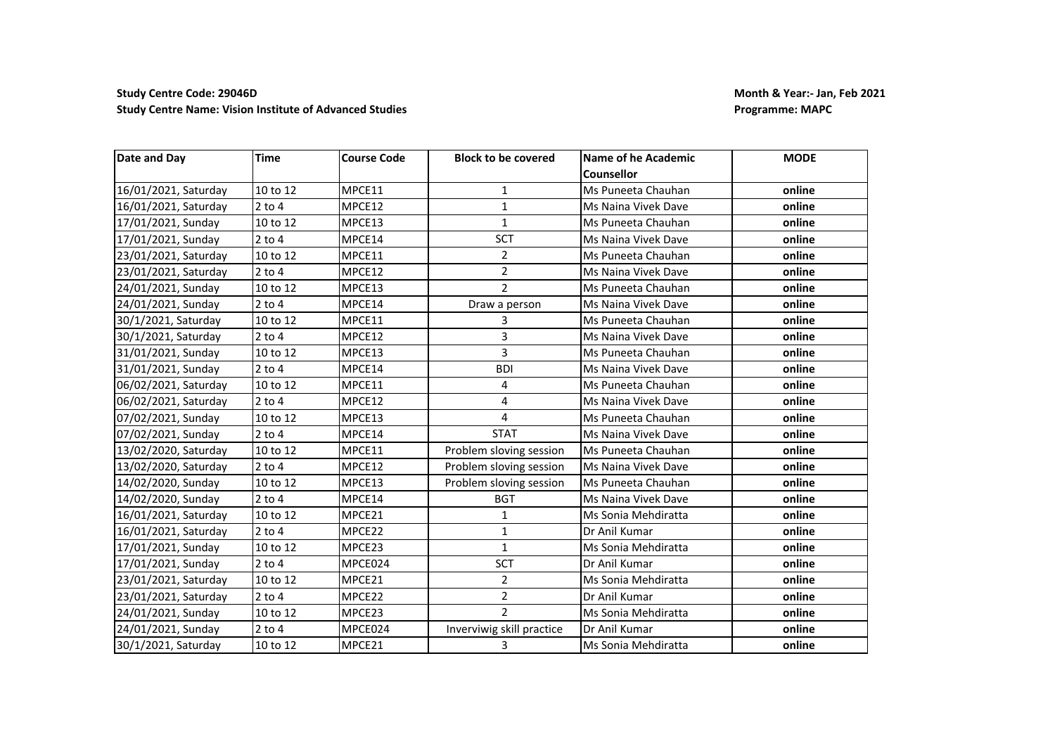**Study Centre Code: 29046D**
**Study Centre Name: Vision Institute of Advanced Studies**

**Month & Year:- Jan, Feb 2021**
**Programme: MAPC**

| Date and Day | Time | Course Code | Block to be covered | Name of he Academic Counsellor | MODE |
|---|---|---|---|---|---|
| 16/01/2021, Saturday | 10 to 12 | MPCE11 | 1 | Ms Puneeta Chauhan | **online** |
| 16/01/2021, Saturday | 2 to 4 | MPCE12 | 1 | Ms Naina Vivek Dave | **online** |
| 17/01/2021, Sunday | 10 to 12 | MPCE13 | 1 | Ms Puneeta Chauhan | **online** |
| 17/01/2021, Sunday | 2 to 4 | MPCE14 | SCT | Ms Naina Vivek Dave | **online** |
| 23/01/2021, Saturday | 10 to 12 | MPCE11 | 2 | Ms Puneeta Chauhan | **online** |
| 23/01/2021, Saturday | 2 to 4 | MPCE12 | 2 | Ms Naina Vivek Dave | **online** |
| 24/01/2021, Sunday | 10 to 12 | MPCE13 | 2 | Ms Puneeta Chauhan | **online** |
| 24/01/2021, Sunday | 2 to 4 | MPCE14 | Draw a person | Ms Naina Vivek Dave | **online** |
| 30/1/2021, Saturday | 10 to 12 | MPCE11 | 3 | Ms Puneeta Chauhan | **online** |
| 30/1/2021, Saturday | 2 to 4 | MPCE12 | 3 | Ms Naina Vivek Dave | **online** |
| 31/01/2021, Sunday | 10 to 12 | MPCE13 | 3 | Ms Puneeta Chauhan | **online** |
| 31/01/2021, Sunday | 2 to 4 | MPCE14 | BDI | Ms Naina Vivek Dave | **online** |
| 06/02/2021, Saturday | 10 to 12 | MPCE11 | 4 | Ms Puneeta Chauhan | **online** |
| 06/02/2021, Saturday | 2 to 4 | MPCE12 | 4 | Ms Naina Vivek Dave | **online** |
| 07/02/2021, Sunday | 10 to 12 | MPCE13 | 4 | Ms Puneeta Chauhan | **online** |
| 07/02/2021, Sunday | 2 to 4 | MPCE14 | STAT | Ms Naina Vivek Dave | **online** |
| 13/02/2020, Saturday | 10 to 12 | MPCE11 | Problem sloving session | Ms Puneeta Chauhan | **online** |
| 13/02/2020, Saturday | 2 to 4 | MPCE12 | Problem sloving session | Ms Naina Vivek Dave | **online** |
| 14/02/2020, Sunday | 10 to 12 | MPCE13 | Problem sloving session | Ms Puneeta Chauhan | **online** |
| 14/02/2020, Sunday | 2 to 4 | MPCE14 | BGT | Ms Naina Vivek Dave | **online** |
| 16/01/2021, Saturday | 10 to 12 | MPCE21 | 1 | Ms Sonia Mehdiratta | **online** |
| 16/01/2021, Saturday | 2 to 4 | MPCE22 | 1 | Dr Anil Kumar | **online** |
| 17/01/2021, Sunday | 10 to 12 | MPCE23 | 1 | Ms Sonia Mehdiratta | **online** |
| 17/01/2021, Sunday | 2 to 4 | MPCE024 | SCT | Dr Anil Kumar | **online** |
| 23/01/2021, Saturday | 10 to 12 | MPCE21 | 2 | Ms Sonia Mehdiratta | **online** |
| 23/01/2021, Saturday | 2 to 4 | MPCE22 | 2 | Dr Anil Kumar | **online** |
| 24/01/2021, Sunday | 10 to 12 | MPCE23 | 2 | Ms Sonia Mehdiratta | **online** |
| 24/01/2021, Sunday | 2 to 4 | MPCE024 | Inverviwig skill practice | Dr Anil Kumar | **online** |
| 30/1/2021, Saturday | 10 to 12 | MPCE21 | 3 | Ms Sonia Mehdiratta | **online** |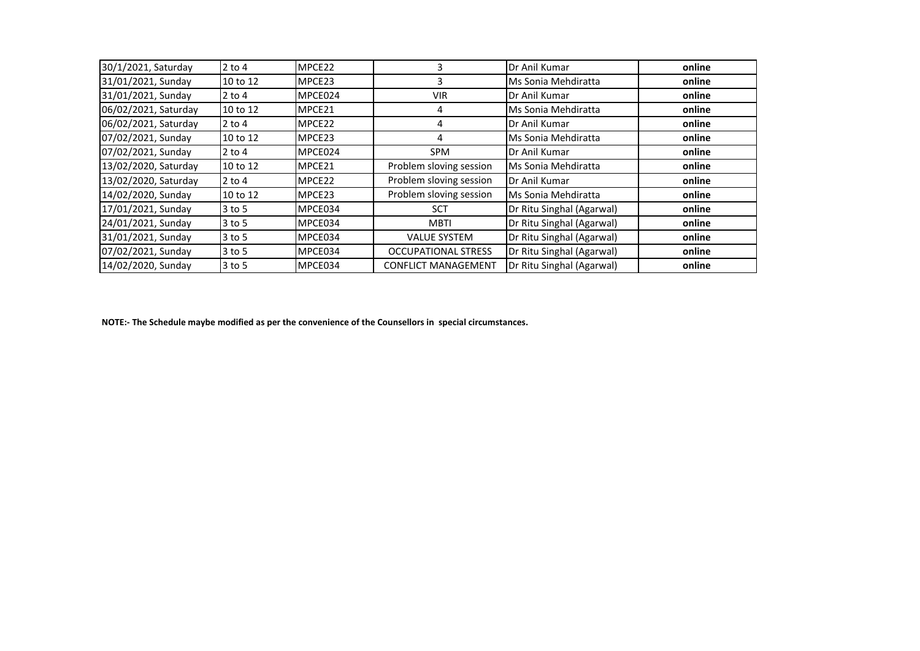| | | | | | |
|---|---|---|---|---|---|
| 30/1/2021, Saturday | 2 to 4 | MPCE22 | 3 | Dr Anil Kumar | **online** |
| 31/01/2021, Sunday | 10 to 12 | MPCE23 | 3 | Ms Sonia Mehdiratta | **online** |
| 31/01/2021, Sunday | 2 to 4 | MPCE024 | VIR | Dr Anil Kumar | **online** |
| 06/02/2021, Saturday | 10 to 12 | MPCE21 | 4 | Ms Sonia Mehdiratta | **online** |
| 06/02/2021, Saturday | 2 to 4 | MPCE22 | 4 | Dr Anil Kumar | **online** |
| 07/02/2021, Sunday | 10 to 12 | MPCE23 | 4 | Ms Sonia Mehdiratta | **online** |
| 07/02/2021, Sunday | 2 to 4 | MPCE024 | SPM | Dr Anil Kumar | **online** |
| 13/02/2020, Saturday | 10 to 12 | MPCE21 | Problem sloving session | Ms Sonia Mehdiratta | **online** |
| 13/02/2020, Saturday | 2 to 4 | MPCE22 | Problem sloving session | Dr Anil Kumar | **online** |
| 14/02/2020, Sunday | 10 to 12 | MPCE23 | Problem sloving session | Ms Sonia Mehdiratta | **online** |
| 17/01/2021, Sunday | 3 to 5 | MPCE034 | SCT | Dr Ritu Singhal (Agarwal) | **online** |
| 24/01/2021, Sunday | 3 to 5 | MPCE034 | MBTI | Dr Ritu Singhal (Agarwal) | **online** |
| 31/01/2021, Sunday | 3 to 5 | MPCE034 | VALUE SYSTEM | Dr Ritu Singhal (Agarwal) | **online** |
| 07/02/2021, Sunday | 3 to 5 | MPCE034 | OCCUPATIONAL STRESS | Dr Ritu Singhal (Agarwal) | **online** |
| 14/02/2020, Sunday | 3 to 5 | MPCE034 | CONFLICT MANAGEMENT | Dr Ritu Singhal (Agarwal) | **online** |

**NOTE:- The Schedule maybe modified as per the convenience of the Counsellors in special circumstances.**